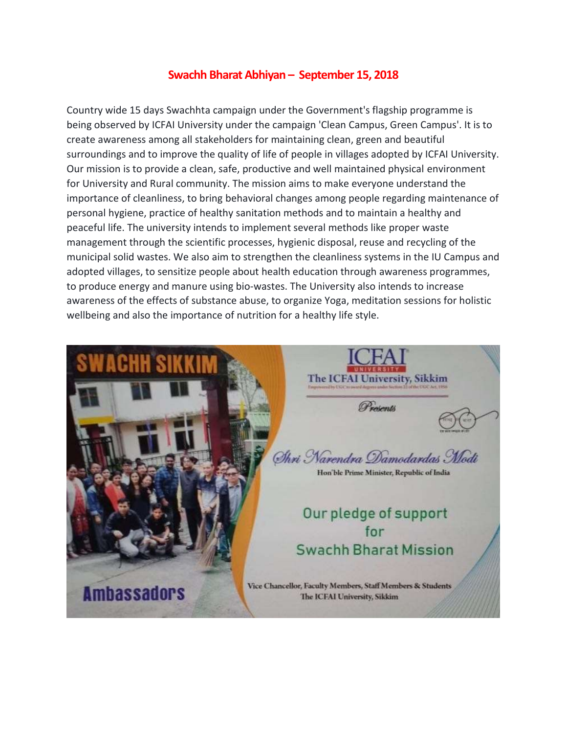# Swachh Bharat Abhiyan – September 15, 2018

Country wide 15 days Swachhta campaign under the Government's flagship programme is being observed by ICFAI University under the campaign 'Clean Campus, Green Campus'. It is to create awareness among all stakeholders for maintaining clean, green and beautiful surroundings and to improve the quality of life of people in villages adopted by ICFAI University. Our mission is to provide a clean, safe, productive and well maintained physical environment for University and Rural community. The mission aims to make everyone understand the importance of cleanliness, to bring behavioral changes among people regarding maintenance of personal hygiene, practice of healthy sanitation methods and to maintain a healthy and peaceful life. The university intends to implement several methods like proper waste management through the scientific processes, hygienic disposal, reuse and recycling of the municipal solid wastes. We also aim to strengthen the cleanliness systems in the IU Campus and adopted villages, to sensitize people about health education through awareness programmes, to produce energy and manure using bio-wastes. The University also intends to increase awareness of the effects of substance abuse, to organize Yoga, meditation sessions for holistic wellbeing and also the importance of nutrition for a healthy life style.